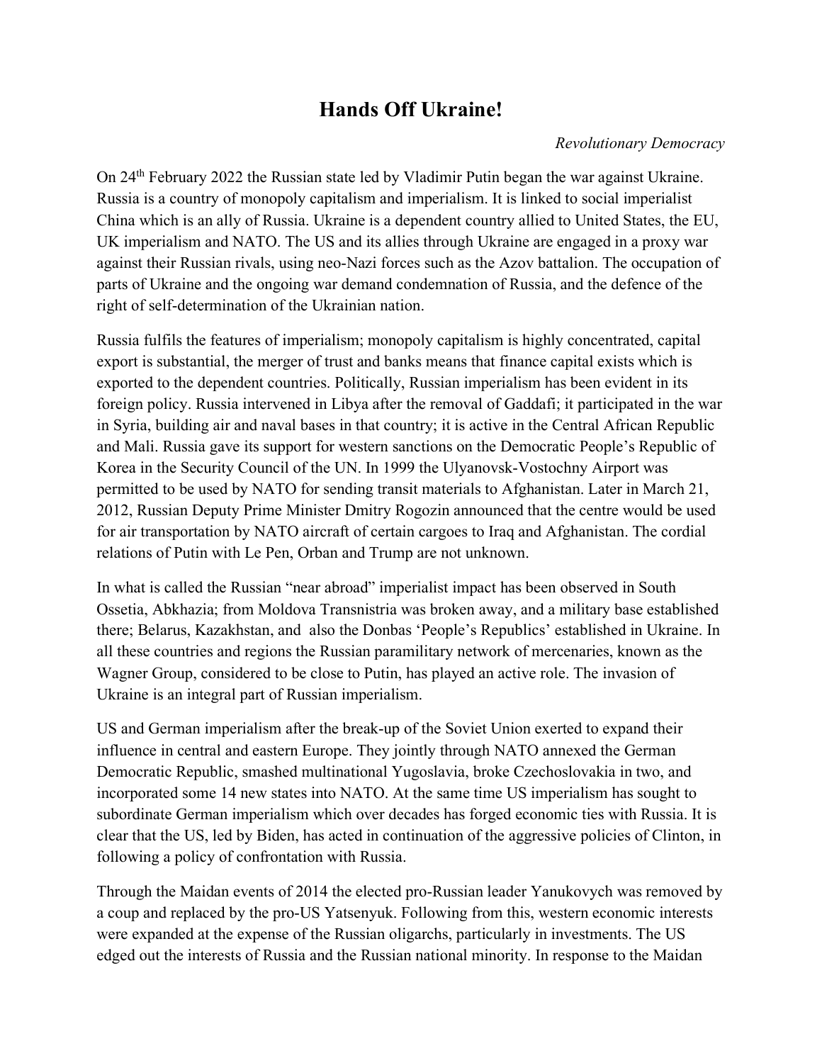# Hands Off Ukraine!

*Revolutionary Democracy*

On 24th February 2022 the Russian state led by Vladimir Putin began the war against Ukraine. Russia is a country of monopoly capitalism and imperialism. It is linked to social imperialist China which is an ally of Russia. Ukraine is a dependent country allied to United States, the EU, UK imperialism and NATO. The US and its allies through Ukraine are engaged in a proxy war against their Russian rivals, using neo-Nazi forces such as the Azov battalion. The occupation of parts of Ukraine and the ongoing war demand condemnation of Russia, and the defence of the right of self-determination of the Ukrainian nation.

Russia fulfils the features of imperialism; monopoly capitalism is highly concentrated, capital export is substantial, the merger of trust and banks means that finance capital exists which is exported to the dependent countries. Politically, Russian imperialism has been evident in its foreign policy. Russia intervened in Libya after the removal of Gaddafi; it participated in the war in Syria, building air and naval bases in that country; it is active in the Central African Republic and Mali. Russia gave its support for western sanctions on the Democratic People's Republic of Korea in the Security Council of the UN. In 1999 the Ulyanovsk-Vostochny Airport was permitted to be used by NATO for sending transit materials to Afghanistan. Later in March 21, 2012, Russian Deputy Prime Minister Dmitry Rogozin announced that the centre would be used for air transportation by NATO aircraft of certain cargoes to Iraq and Afghanistan. The cordial relations of Putin with Le Pen, Orban and Trump are not unknown.

In what is called the Russian "near abroad" imperialist impact has been observed in South Ossetia, Abkhazia; from Moldova Transnistria was broken away, and a military base established there; Belarus, Kazakhstan, and also the Donbas 'People's Republics' established in Ukraine. In all these countries and regions the Russian paramilitary network of mercenaries, known as the Wagner Group, considered to be close to Putin, has played an active role. The invasion of Ukraine is an integral part of Russian imperialism.

US and German imperialism after the break-up of the Soviet Union exerted to expand their influence in central and eastern Europe. They jointly through NATO annexed the German Democratic Republic, smashed multinational Yugoslavia, broke Czechoslovakia in two, and incorporated some 14 new states into NATO. At the same time US imperialism has sought to subordinate German imperialism which over decades has forged economic ties with Russia. It is clear that the US, led by Biden, has acted in continuation of the aggressive policies of Clinton, in following a policy of confrontation with Russia.

Through the Maidan events of 2014 the elected pro-Russian leader Yanukovych was removed by a coup and replaced by the pro-US Yatsenyuk. Following from this, western economic interests were expanded at the expense of the Russian oligarchs, particularly in investments. The US edged out the interests of Russia and the Russian national minority. In response to the Maidan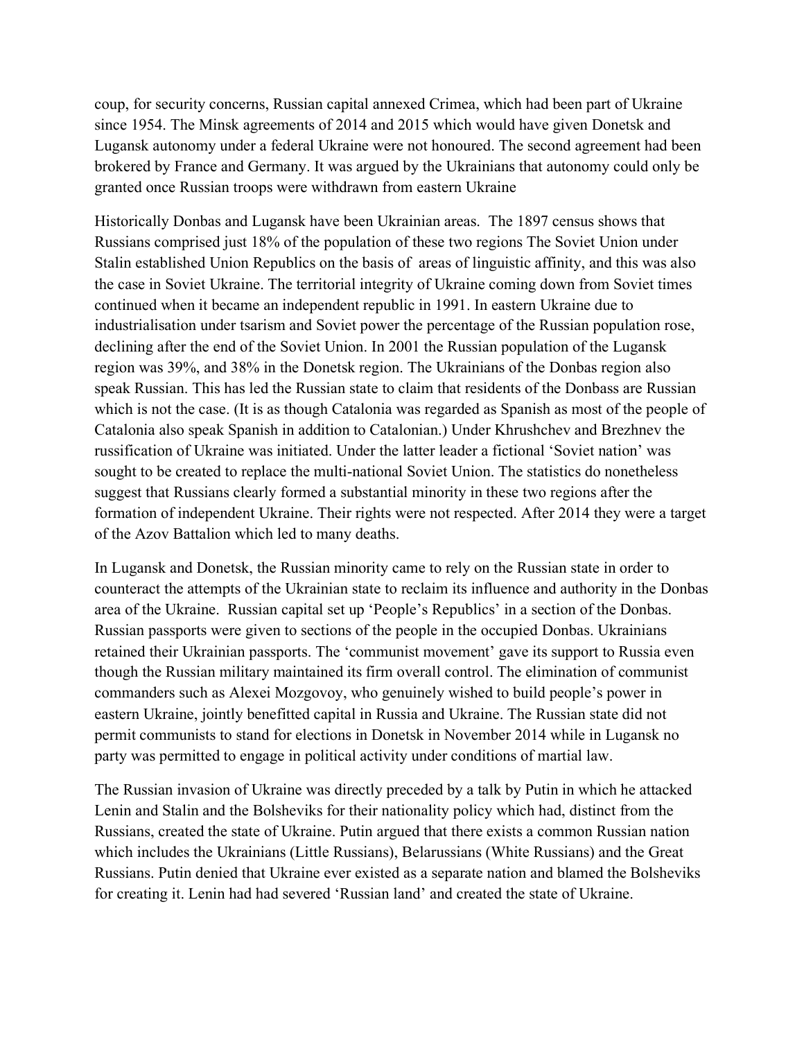coup, for security concerns, Russian capital annexed Crimea, which had been part of Ukraine since 1954. The Minsk agreements of 2014 and 2015 which would have given Donetsk and Lugansk autonomy under a federal Ukraine were not honoured. The second agreement had been brokered by France and Germany. It was argued by the Ukrainians that autonomy could only be granted once Russian troops were withdrawn from eastern Ukraine

Historically Donbas and Lugansk have been Ukrainian areas. The 1897 census shows that Russians comprised just 18% of the population of these two regions The Soviet Union under Stalin established Union Republics on the basis of areas of linguistic affinity, and this was also the case in Soviet Ukraine. The territorial integrity of Ukraine coming down from Soviet times continued when it became an independent republic in 1991. In eastern Ukraine due to industrialisation under tsarism and Soviet power the percentage of the Russian population rose, declining after the end of the Soviet Union. In 2001 the Russian population of the Lugansk region was 39%, and 38% in the Donetsk region. The Ukrainians of the Donbas region also speak Russian. This has led the Russian state to claim that residents of the Donbass are Russian which is not the case. (It is as though Catalonia was regarded as Spanish as most of the people of Catalonia also speak Spanish in addition to Catalonian.) Under Khrushchev and Brezhnev the russification of Ukraine was initiated. Under the latter leader a fictional 'Soviet nation' was sought to be created to replace the multi-national Soviet Union. The statistics do nonetheless suggest that Russians clearly formed a substantial minority in these two regions after the formation of independent Ukraine. Their rights were not respected. After 2014 they were a target of the Azov Battalion which led to many deaths.

In Lugansk and Donetsk, the Russian minority came to rely on the Russian state in order to counteract the attempts of the Ukrainian state to reclaim its influence and authority in the Donbas area of the Ukraine. Russian capital set up 'People's Republics' in a section of the Donbas. Russian passports were given to sections of the people in the occupied Donbas. Ukrainians retained their Ukrainian passports. The 'communist movement' gave its support to Russia even though the Russian military maintained its firm overall control. The elimination of communist commanders such as Alexei Mozgovoy, who genuinely wished to build people's power in eastern Ukraine, jointly benefitted capital in Russia and Ukraine. The Russian state did not permit communists to stand for elections in Donetsk in November 2014 while in Lugansk no party was permitted to engage in political activity under conditions of martial law.

The Russian invasion of Ukraine was directly preceded by a talk by Putin in which he attacked Lenin and Stalin and the Bolsheviks for their nationality policy which had, distinct from the Russians, created the state of Ukraine. Putin argued that there exists a common Russian nation which includes the Ukrainians (Little Russians), Belarussians (White Russians) and the Great Russians. Putin denied that Ukraine ever existed as a separate nation and blamed the Bolsheviks for creating it. Lenin had had severed 'Russian land' and created the state of Ukraine.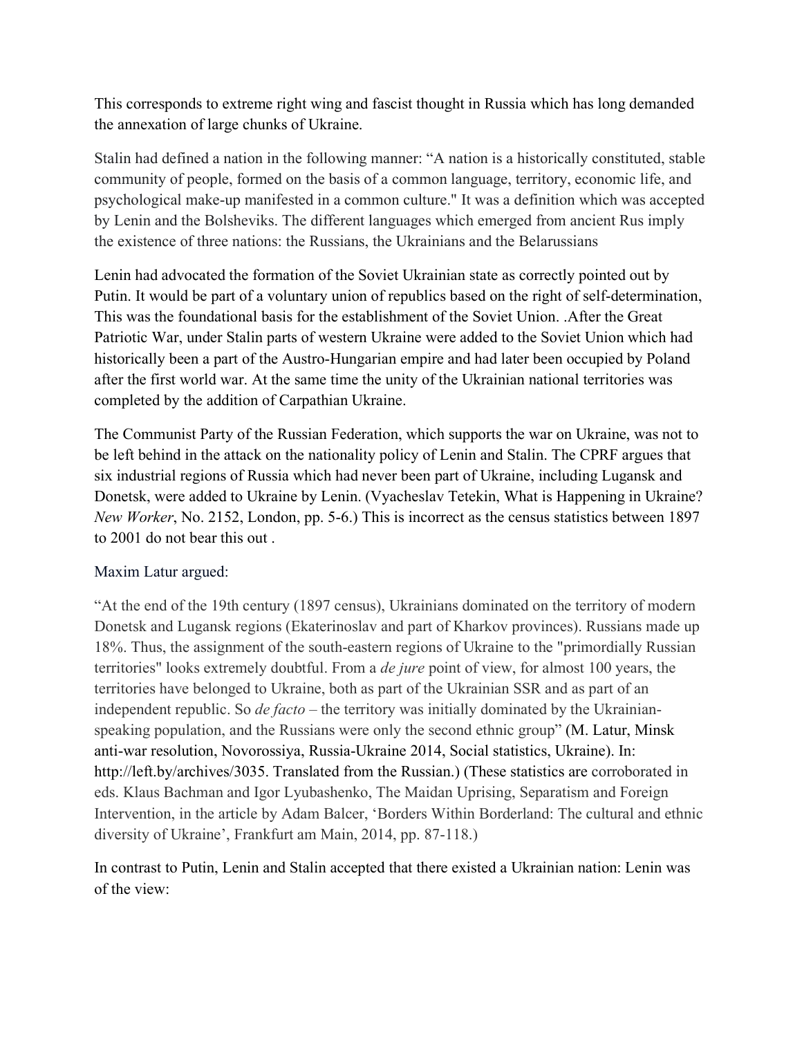This corresponds to extreme right wing and fascist thought in Russia which has long demanded the annexation of large chunks of Ukraine.

Stalin had defined a nation in the following manner: "A nation is a historically constituted, stable community of people, formed on the basis of a common language, territory, economic life, and psychological make-up manifested in a common culture." It was a definition which was accepted by Lenin and the Bolsheviks. The different languages which emerged from ancient Rus imply the existence of three nations: the Russians, the Ukrainians and the Belarussians

Lenin had advocated the formation of the Soviet Ukrainian state as correctly pointed out by Putin. It would be part of a voluntary union of republics based on the right of self-determination, This was the foundational basis for the establishment of the Soviet Union. .After the Great Patriotic War, under Stalin parts of western Ukraine were added to the Soviet Union which had historically been a part of the Austro-Hungarian empire and had later been occupied by Poland after the first world war. At the same time the unity of the Ukrainian national territories was completed by the addition of Carpathian Ukraine.

The Communist Party of the Russian Federation, which supports the war on Ukraine, was not to be left behind in the attack on the nationality policy of Lenin and Stalin. The CPRF argues that six industrial regions of Russia which had never been part of Ukraine, including Lugansk and Donetsk, were added to Ukraine by Lenin. (Vyacheslav Tetekin, What is Happening in Ukraine? *New Worker*, No. 2152, London, pp. 5-6.) This is incorrect as the census statistics between 1897 to 2001 do not bear this out .

Maxim Latur argued:

"At the end of the 19th century (1897 census), Ukrainians dominated on the territory of modern Donetsk and Lugansk regions (Ekaterinoslav and part of Kharkov provinces). Russians made up 18%. Thus, the assignment of the south-eastern regions of Ukraine to the "primordially Russian territories" looks extremely doubtful. From a *de jure* point of view, for almost 100 years, the territories have belonged to Ukraine, both as part of the Ukrainian SSR and as part of an independent republic. So *de facto* – the territory was initially dominated by the Ukrainian-speaking population, and the Russians were only the second ethnic group" (M. Latur, Minsk anti-war resolution, Novorossiya, Russia-Ukraine 2014, Social statistics, Ukraine). In: http://left.by/archives/3035. Translated from the Russian.) (These statistics are corroborated in eds. Klaus Bachman and Igor Lyubashenko, The Maidan Uprising, Separatism and Foreign Intervention, in the article by Adam Balcer, 'Borders Within Borderland: The cultural and ethnic diversity of Ukraine', Frankfurt am Main, 2014, pp. 87-118.)

In contrast to Putin, Lenin and Stalin accepted that there existed a Ukrainian nation: Lenin was of the view: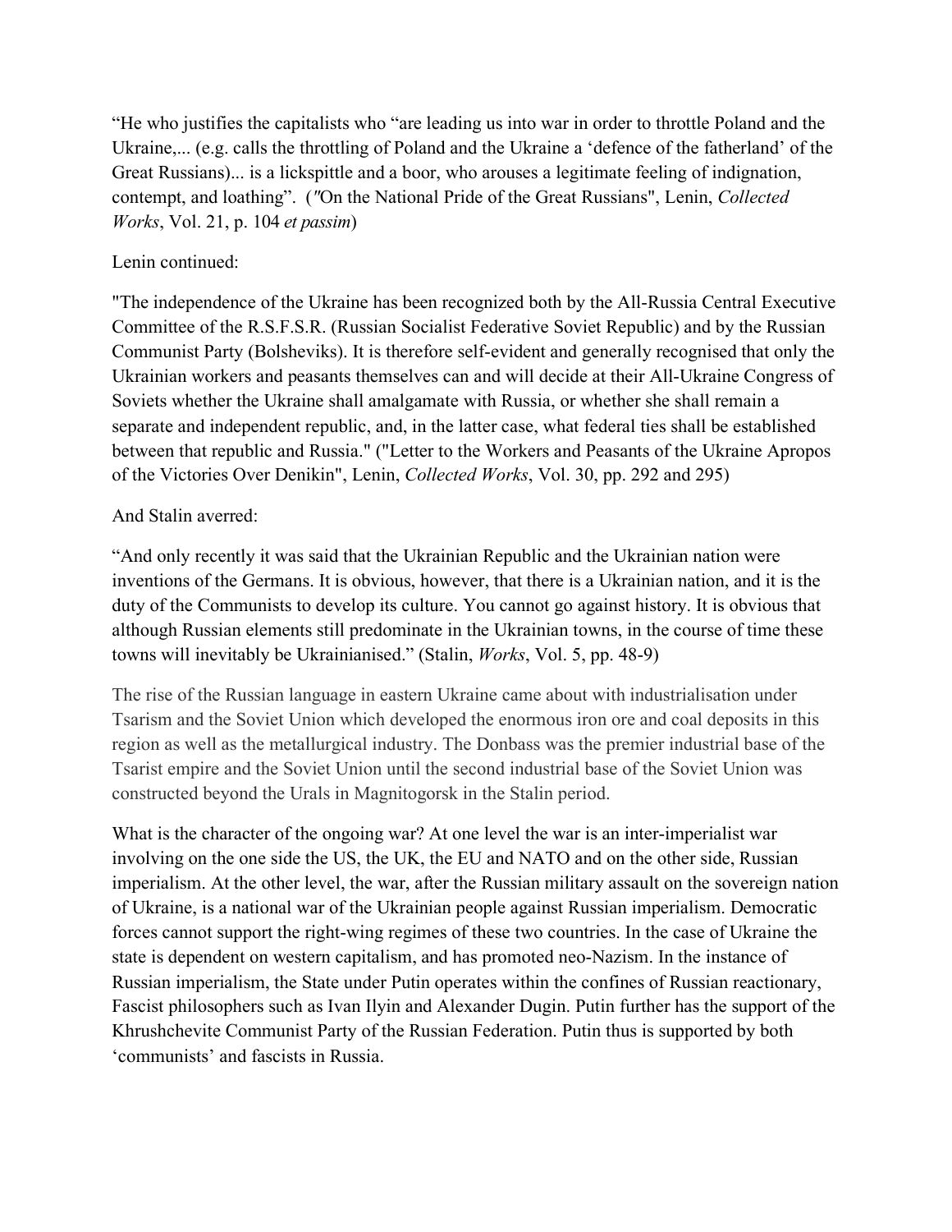"He who justifies the capitalists who "are leading us into war in order to throttle Poland and the Ukraine,... (e.g. calls the throttling of Poland and the Ukraine a 'defence of the fatherland' of the Great Russians)... is a lickspittle and a boor, who arouses a legitimate feeling of indignation, contempt, and loathing". (*"*On the National Pride of the Great Russians", Lenin, *Collected Works*, Vol. 21, p. 104 *et passim*)

Lenin continued:

"The independence of the Ukraine has been recognized both by the All-Russia Central Executive Committee of the R.S.F.S.R. (Russian Socialist Federative Soviet Republic) and by the Russian Communist Party (Bolsheviks). It is therefore self-evident and generally recognised that only the Ukrainian workers and peasants themselves can and will decide at their All-Ukraine Congress of Soviets whether the Ukraine shall amalgamate with Russia, or whether she shall remain a separate and independent republic, and, in the latter case, what federal ties shall be established between that republic and Russia." ("Letter to the Workers and Peasants of the Ukraine Apropos of the Victories Over Denikin", Lenin, *Collected Works*, Vol. 30, pp. 292 and 295)

And Stalin averred:

"And only recently it was said that the Ukrainian Republic and the Ukrainian nation were inventions of the Germans. It is obvious, however, that there is a Ukrainian nation, and it is the duty of the Communists to develop its culture. You cannot go against history. It is obvious that although Russian elements still predominate in the Ukrainian towns, in the course of time these towns will inevitably be Ukrainianised." (Stalin, *Works*, Vol. 5, pp. 48-9)

The rise of the Russian language in eastern Ukraine came about with industrialisation under Tsarism and the Soviet Union which developed the enormous iron ore and coal deposits in this region as well as the metallurgical industry. The Donbass was the premier industrial base of the Tsarist empire and the Soviet Union until the second industrial base of the Soviet Union was constructed beyond the Urals in Magnitogorsk in the Stalin period.

What is the character of the ongoing war? At one level the war is an inter-imperialist war involving on the one side the US, the UK, the EU and NATO and on the other side, Russian imperialism. At the other level, the war, after the Russian military assault on the sovereign nation of Ukraine, is a national war of the Ukrainian people against Russian imperialism. Democratic forces cannot support the right-wing regimes of these two countries. In the case of Ukraine the state is dependent on western capitalism, and has promoted neo-Nazism. In the instance of Russian imperialism, the State under Putin operates within the confines of Russian reactionary, Fascist philosophers such as Ivan Ilyin and Alexander Dugin. Putin further has the support of the Khrushchevite Communist Party of the Russian Federation. Putin thus is supported by both 'communists' and fascists in Russia.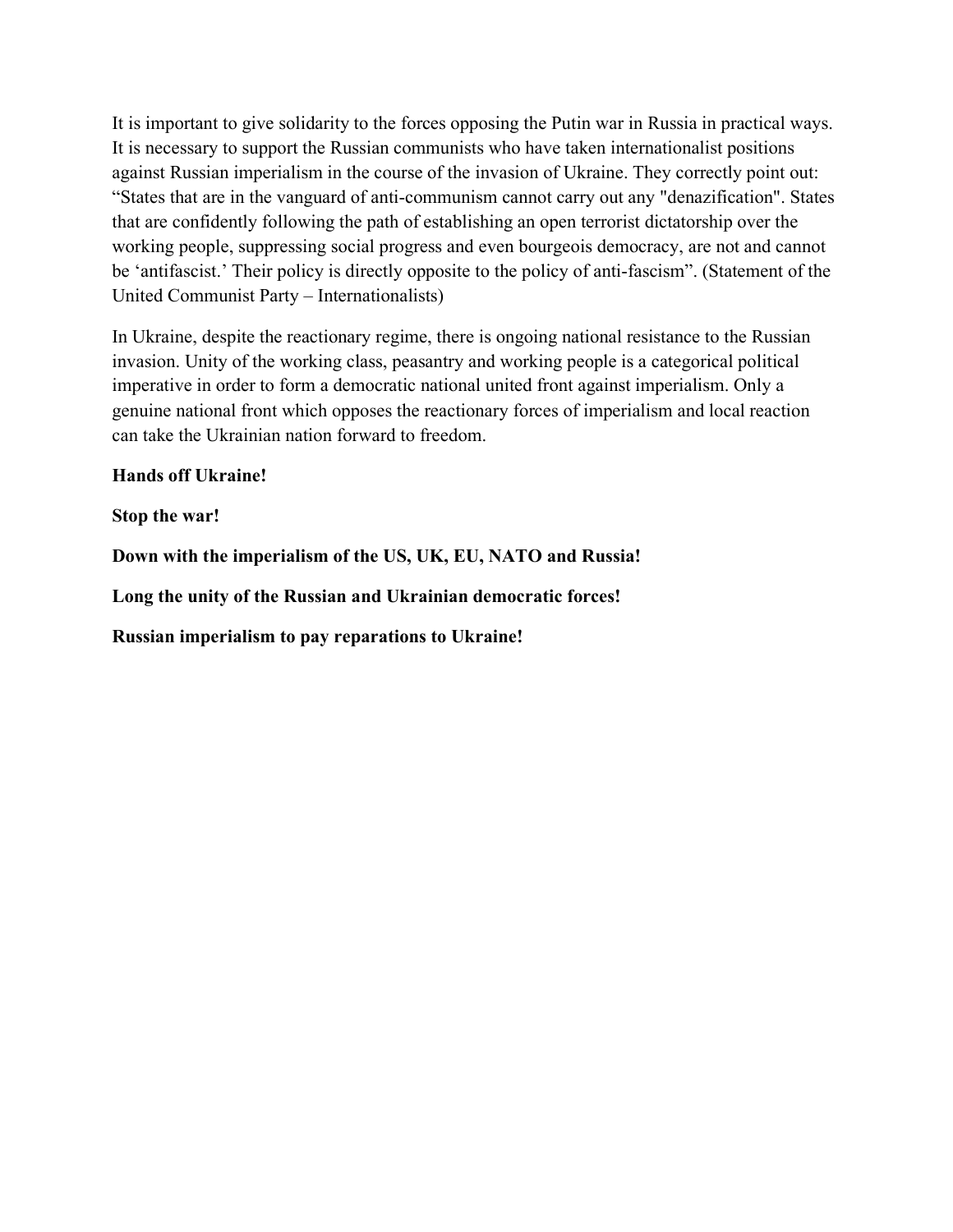It is important to give solidarity to the forces opposing the Putin war in Russia in practical ways. It is necessary to support the Russian communists who have taken internationalist positions against Russian imperialism in the course of the invasion of Ukraine. They correctly point out: "States that are in the vanguard of anti-communism cannot carry out any "denazification". States that are confidently following the path of establishing an open terrorist dictatorship over the working people, suppressing social progress and even bourgeois democracy, are not and cannot be 'antifascist.' Their policy is directly opposite to the policy of anti-fascism". (Statement of the United Communist Party – Internationalists)

In Ukraine, despite the reactionary regime, there is ongoing national resistance to the Russian invasion. Unity of the working class, peasantry and working people is a categorical political imperative in order to form a democratic national united front against imperialism. Only a genuine national front which opposes the reactionary forces of imperialism and local reaction can take the Ukrainian nation forward to freedom.

**Hands off Ukraine!**

**Stop the war!**

**Down with the imperialism of the US, UK, EU, NATO and Russia!**

**Long the unity of the Russian and Ukrainian democratic forces!**

**Russian imperialism to pay reparations to Ukraine!**